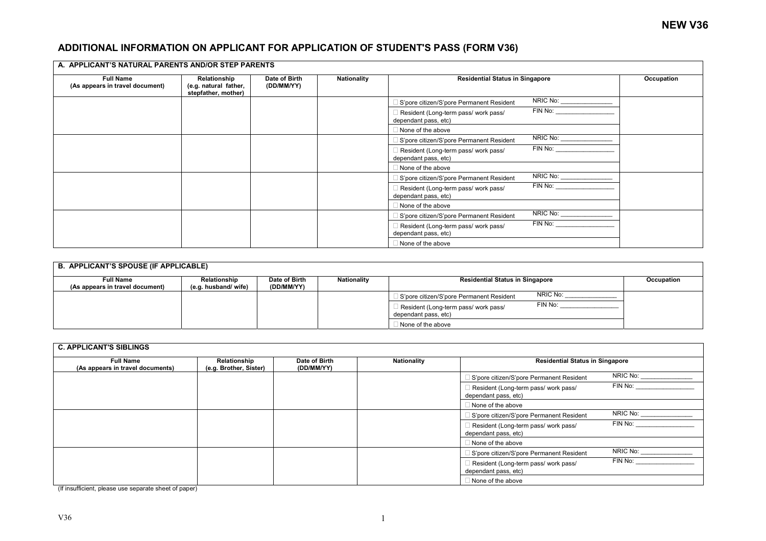**NEW V36**

# ADDITIONAL INFORMATION ON APPLICANT FOR APPLICATION OF STUDENT'S PASS (FORM V36)

| A. APPLICANT'S NATURAL PARENTS AND/OR STEP PARENTS | | | | | | |
|---|---|---|---|---|---|---|
| **Full Name (As appears in travel document)** | **Relationship (e.g. natural father, stepfather, mother)** | **Date of Birth (DD/MM/YY)** | **Nationality** | **Residential Status in Singapore** | | **Occupation** |
| | | | | ☐ S'pore citizen/S'pore Permanent Resident | NRIC No: _______________ | |
| | | | | ☐ Resident (Long-term pass/ work pass/ dependant pass, etc) | FIN No: _________________ | |
| | | | | ☐ None of the above | | |
| | | | | ☐ S'pore citizen/S'pore Permanent Resident | NRIC No: _______________ | |
| | | | | ☐ Resident (Long-term pass/ work pass/ dependant pass, etc) | FIN No: _________________ | |
| | | | | ☐ None of the above | | |
| | | | | ☐ S'pore citizen/S'pore Permanent Resident | NRIC No: _______________ | |
| | | | | ☐ Resident (Long-term pass/ work pass/ dependant pass, etc) | FIN No: _________________ | |
| | | | | ☐ None of the above | | |
| | | | | ☐ S'pore citizen/S'pore Permanent Resident | NRIC No: _______________ | |
| | | | | ☐ Resident (Long-term pass/ work pass/ dependant pass, etc) | FIN No: _________________ | |
| | | | | ☐ None of the above | | |

| B. APPLICANT'S SPOUSE (IF APPLICABLE) | | | | | | |
|---|---|---|---|---|---|---|
| **Full Name (As appears in travel document)** | **Relationship (e.g. husband/ wife)** | **Date of Birth (DD/MM/YY)** | **Nationality** | **Residential Status in Singapore** | | **Occupation** |
| | | | | ☐ S'pore citizen/S'pore Permanent Resident | NRIC No: _______________ | |
| | | | | ☐ Resident (Long-term pass/ work pass/ dependant pass, etc) | FIN No: _________________ | |
| | | | | ☐ None of the above | | |

| C. APPLICANT'S SIBLINGS | | | | | |
|---|---|---|---|---|---|
| **Full Name (As appears in travel documents)** | **Relationship (e.g. Brother, Sister)** | **Date of Birth (DD/MM/YY)** | **Nationality** | **Residential Status in Singapore** | |
| | | | | ☐ S'pore citizen/S'pore Permanent Resident | NRIC No: _______________ |
| | | | | ☐ Resident (Long-term pass/ work pass/ dependant pass, etc) | FIN No: _________________ |
| | | | | ☐ None of the above | |
| | | | | ☐ S'pore citizen/S'pore Permanent Resident | NRIC No: _______________ |
| | | | | ☐ Resident (Long-term pass/ work pass/ dependant pass, etc) | FIN No: _________________ |
| | | | | ☐ None of the above | |
| | | | | ☐ S'pore citizen/S'pore Permanent Resident | NRIC No: _______________ |
| | | | | ☐ Resident (Long-term pass/ work pass/ dependant pass, etc) | FIN No: _________________ |
| | | | | ☐ None of the above | |

(If insufficient, please use separate sheet of paper)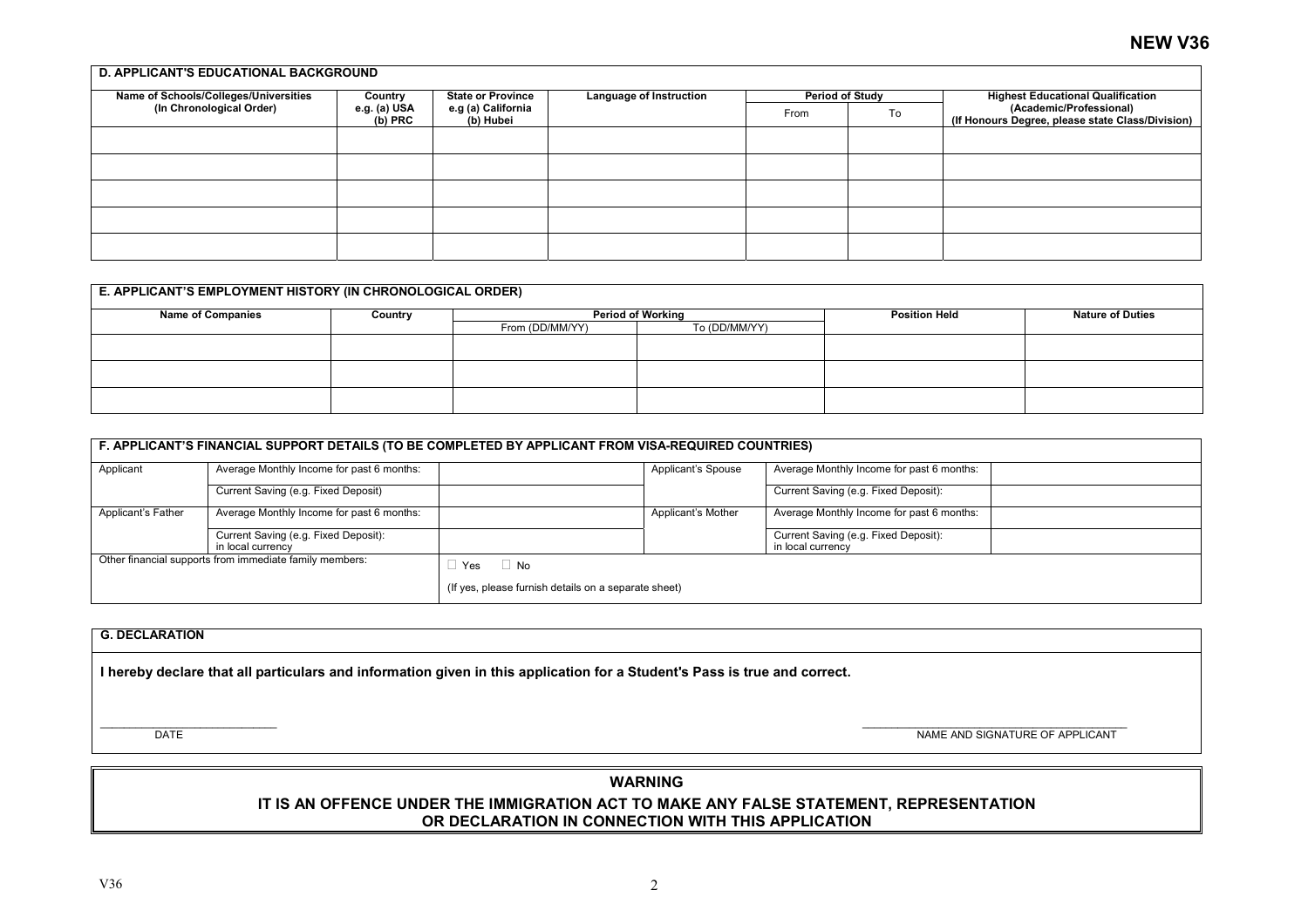**NEW V36**

## D. APPLICANT'S EDUCATIONAL BACKGROUND

| Name of Schools/Colleges/Universities (In Chronological Order) | Country e.g. (a) USA (b) PRC | State or Province e.g (a) California (b) Hubei | Language of Instruction | Period of Study | | Highest Educational Qualification (Academic/Professional) (If Honours Degree, please state Class/Division) |
|---|---|---|---|---|---|---|
| | | | | From | To | |
| | | | | | | |
| | | | | | | |
| | | | | | | |
| | | | | | | |
| | | | | | | |

## E. APPLICANT'S EMPLOYMENT HISTORY (IN CHRONOLOGICAL ORDER)

| Name of Companies | Country | Period of Working | | Position Held | Nature of Duties |
|---|---|---|---|---|---|
| | | From (DD/MM/YY) | To (DD/MM/YY) | | |
| | | | | | |
| | | | | | |
| | | | | | |

## F. APPLICANT'S FINANCIAL SUPPORT DETAILS (TO BE COMPLETED BY APPLICANT FROM VISA-REQUIRED COUNTRIES)

| | | | | | |
|---|---|---|---|---|---|
| Applicant | Average Monthly Income for past 6 months: | | Applicant's Spouse | Average Monthly Income for past 6 months: | |
| | Current Saving (e.g. Fixed Deposit) | | | Current Saving (e.g. Fixed Deposit): | |
| Applicant's Father | Average Monthly Income for past 6 months: | | Applicant's Mother | Average Monthly Income for past 6 months: | |
| | Current Saving (e.g. Fixed Deposit): in local currency | | | Current Saving (e.g. Fixed Deposit): in local currency | |
| Other financial supports from immediate family members: | | ☐ Yes ☐ No (If yes, please furnish details on a separate sheet) | | | |

## G. DECLARATION

**I hereby declare that all particulars and information given in this application for a Student's Pass is true and correct.**

\_\_\_\_\_\_\_\_\_\_\_\_\_\_\_\_\_\_\_\_\_\_\_\_\_\_\_\_
DATE

\_\_\_\_\_\_\_\_\_\_\_\_\_\_\_\_\_\_\_\_\_\_\_\_\_\_\_\_\_\_\_\_\_\_\_\_\_\_\_\_
NAME AND SIGNATURE OF APPLICANT

**WARNING**

**IT IS AN OFFENCE UNDER THE IMMIGRATION ACT TO MAKE ANY FALSE STATEMENT, REPRESENTATION OR DECLARATION IN CONNECTION WITH THIS APPLICATION**

V36